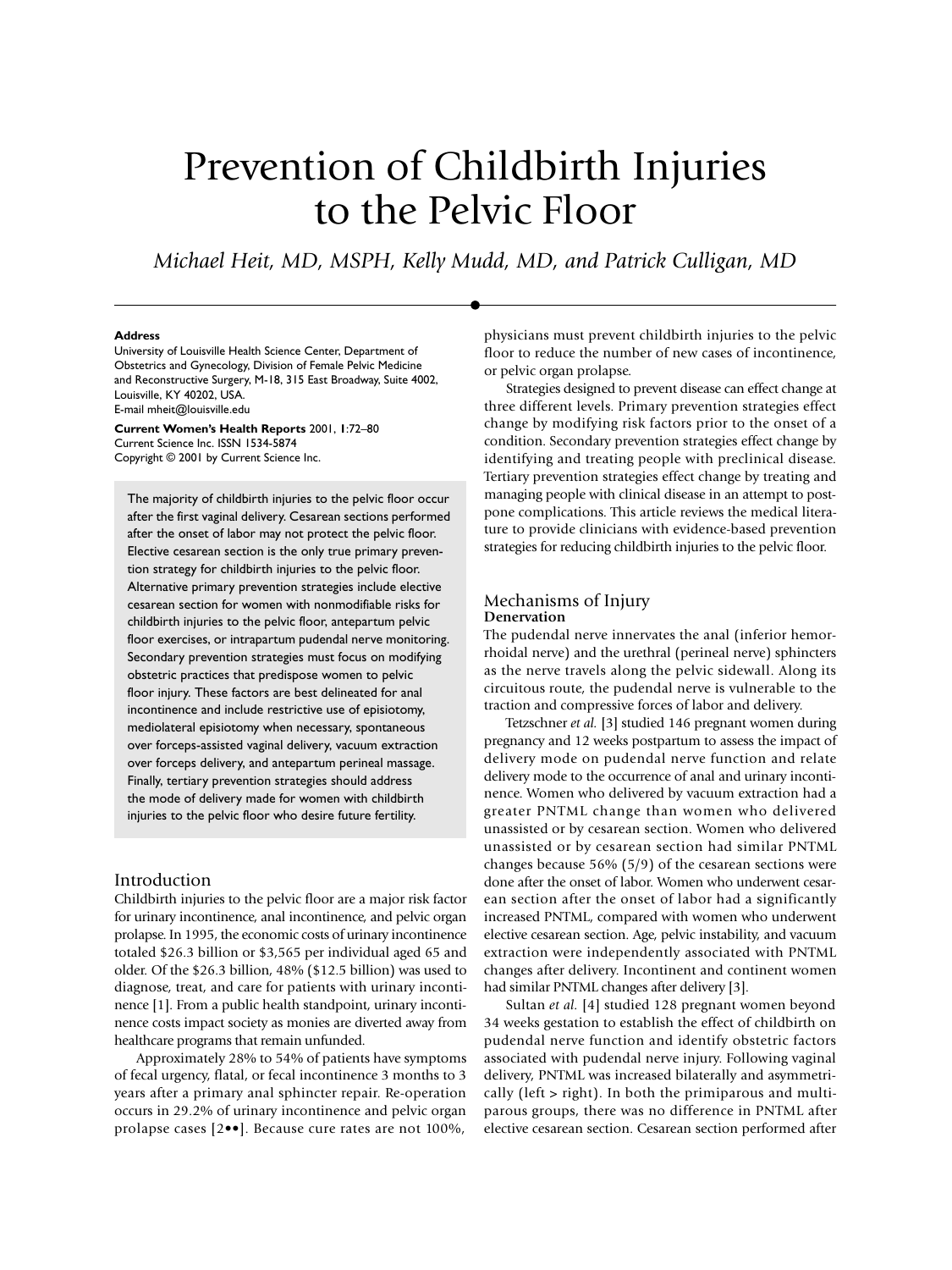# Prevention of Childbirth Injuries to the Pelvic Floor

*Michael Heit, MD, MSPH, Kelly Mudd, MD, and Patrick Culligan, MD*

**Address**
University of Louisville Health Science Center, Department of Obstetrics and Gynecology, Division of Female Pelvic Medicine and Reconstructive Surgery, M-18, 315 East Broadway, Suite 4002, Louisville, KY 40202, USA.
E-mail mheit@louisville.edu

**Current Women's Health Reports** 2001, **1**:72–80
Current Science Inc. ISSN 1534-5874
Copyright © 2001 by Current Science Inc.

The majority of childbirth injuries to the pelvic floor occur after the first vaginal delivery. Cesarean sections performed after the onset of labor may not protect the pelvic floor. Elective cesarean section is the only true primary prevention strategy for childbirth injuries to the pelvic floor. Alternative primary prevention strategies include elective cesarean section for women with nonmodifiable risks for childbirth injuries to the pelvic floor, antepartum pelvic floor exercises, or intrapartum pudendal nerve monitoring. Secondary prevention strategies must focus on modifying obstetric practices that predispose women to pelvic floor injury. These factors are best delineated for anal incontinence and include restrictive use of episiotomy, mediolateral episiotomy when necessary, spontaneous over forceps-assisted vaginal delivery, vacuum extraction over forceps delivery, and antepartum perineal massage. Finally, tertiary prevention strategies should address the mode of delivery made for women with childbirth injuries to the pelvic floor who desire future fertility.

## Introduction

Childbirth injuries to the pelvic floor are a major risk factor for urinary incontinence, anal incontinence, and pelvic organ prolapse. In 1995, the economic costs of urinary incontinence totaled $26.3 billion or $3,565 per individual aged 65 and older. Of the $26.3 billion, 48% ($12.5 billion) was used to diagnose, treat, and care for patients with urinary incontinence [1]. From a public health standpoint, urinary incontinence costs impact society as monies are diverted away from healthcare programs that remain unfunded.

Approximately 28% to 54% of patients have symptoms of fecal urgency, flatal, or fecal incontinence 3 months to 3 years after a primary anal sphincter repair. Re-operation occurs in 29.2% of urinary incontinence and pelvic organ prolapse cases [2••]. Because cure rates are not 100%, physicians must prevent childbirth injuries to the pelvic floor to reduce the number of new cases of incontinence, or pelvic organ prolapse.

Strategies designed to prevent disease can effect change at three different levels. Primary prevention strategies effect change by modifying risk factors prior to the onset of a condition. Secondary prevention strategies effect change by identifying and treating people with preclinical disease. Tertiary prevention strategies effect change by treating and managing people with clinical disease in an attempt to postpone complications. This article reviews the medical literature to provide clinicians with evidence-based prevention strategies for reducing childbirth injuries to the pelvic floor.

## Mechanisms of Injury

### Denervation

The pudendal nerve innervates the anal (inferior hemorrhoidal nerve) and the urethral (perineal nerve) sphincters as the nerve travels along the pelvic sidewall. Along its circuitous route, the pudendal nerve is vulnerable to the traction and compressive forces of labor and delivery.

Tetzschner *et al.* [3] studied 146 pregnant women during pregnancy and 12 weeks postpartum to assess the impact of delivery mode on pudendal nerve function and relate delivery mode to the occurrence of anal and urinary incontinence. Women who delivered by vacuum extraction had a greater PNTML change than women who delivered unassisted or by cesarean section. Women who delivered unassisted or by cesarean section had similar PNTML changes because 56% (5/9) of the cesarean sections were done after the onset of labor. Women who underwent cesarean section after the onset of labor had a significantly increased PNTML, compared with women who underwent elective cesarean section. Age, pelvic instability, and vacuum extraction were independently associated with PNTML changes after delivery. Incontinent and continent women had similar PNTML changes after delivery [3].

Sultan *et al.* [4] studied 128 pregnant women beyond 34 weeks gestation to establish the effect of childbirth on pudendal nerve function and identify obstetric factors associated with pudendal nerve injury. Following vaginal delivery, PNTML was increased bilaterally and asymmetrically (left > right). In both the primiparous and multiparous groups, there was no difference in PNTML after elective cesarean section. Cesarean section performed after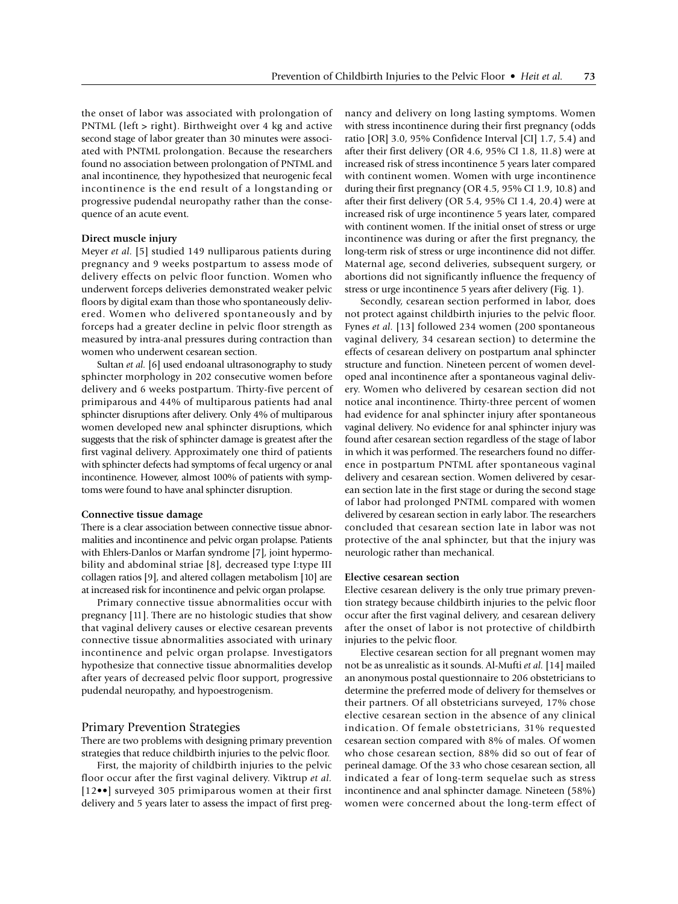the onset of labor was associated with prolongation of PNTML (left > right). Birthweight over 4 kg and active second stage of labor greater than 30 minutes were associated with PNTML prolongation. Because the researchers found no association between prolongation of PNTML and anal incontinence, they hypothesized that neurogenic fecal incontinence is the end result of a longstanding or progressive pudendal neuropathy rather than the consequence of an acute event.

### Direct muscle injury

Meyer *et al.* [5] studied 149 nulliparous patients during pregnancy and 9 weeks postpartum to assess mode of delivery effects on pelvic floor function. Women who underwent forceps deliveries demonstrated weaker pelvic floors by digital exam than those who spontaneously delivered. Women who delivered spontaneously and by forceps had a greater decline in pelvic floor strength as measured by intra-anal pressures during contraction than women who underwent cesarean section.

Sultan *et al.* [6] used endoanal ultrasonography to study sphincter morphology in 202 consecutive women before delivery and 6 weeks postpartum. Thirty-five percent of primiparous and 44% of multiparous patients had anal sphincter disruptions after delivery. Only 4% of multiparous women developed new anal sphincter disruptions, which suggests that the risk of sphincter damage is greatest after the first vaginal delivery. Approximately one third of patients with sphincter defects had symptoms of fecal urgency or anal incontinence. However, almost 100% of patients with symptoms were found to have anal sphincter disruption.

### Connective tissue damage

There is a clear association between connective tissue abnormalities and incontinence and pelvic organ prolapse. Patients with Ehlers-Danlos or Marfan syndrome [7], joint hypermobility and abdominal striae [8], decreased type I:type III collagen ratios [9], and altered collagen metabolism [10] are at increased risk for incontinence and pelvic organ prolapse.

Primary connective tissue abnormalities occur with pregnancy [11]. There are no histologic studies that show that vaginal delivery causes or elective cesarean prevents connective tissue abnormalities associated with urinary incontinence and pelvic organ prolapse. Investigators hypothesize that connective tissue abnormalities develop after years of decreased pelvic floor support, progressive pudendal neuropathy, and hypoestrogenism.

## Primary Prevention Strategies

There are two problems with designing primary prevention strategies that reduce childbirth injuries to the pelvic floor.

First, the majority of childbirth injuries to the pelvic floor occur after the first vaginal delivery. Viktrup *et al.* [12••] surveyed 305 primiparous women at their first delivery and 5 years later to assess the impact of first pregnancy and delivery on long lasting symptoms. Women with stress incontinence during their first pregnancy (odds ratio [OR] 3.0, 95% Confidence Interval [CI] 1.7, 5.4) and after their first delivery (OR 4.6, 95% CI 1.8, 11.8) were at increased risk of stress incontinence 5 years later compared with continent women. Women with urge incontinence during their first pregnancy (OR 4.5, 95% CI 1.9, 10.8) and after their first delivery (OR 5.4, 95% CI 1.4, 20.4) were at increased risk of urge incontinence 5 years later, compared with continent women. If the initial onset of stress or urge incontinence was during or after the first pregnancy, the long-term risk of stress or urge incontinence did not differ. Maternal age, second deliveries, subsequent surgery, or abortions did not significantly influence the frequency of stress or urge incontinence 5 years after delivery (Fig. 1).

Secondly, cesarean section performed in labor, does not protect against childbirth injuries to the pelvic floor. Fynes *et al.* [13] followed 234 women (200 spontaneous vaginal delivery, 34 cesarean section) to determine the effects of cesarean delivery on postpartum anal sphincter structure and function. Nineteen percent of women developed anal incontinence after a spontaneous vaginal delivery. Women who delivered by cesarean section did not notice anal incontinence. Thirty-three percent of women had evidence for anal sphincter injury after spontaneous vaginal delivery. No evidence for anal sphincter injury was found after cesarean section regardless of the stage of labor in which it was performed. The researchers found no difference in postpartum PNTML after spontaneous vaginal delivery and cesarean section. Women delivered by cesarean section late in the first stage or during the second stage of labor had prolonged PNTML compared with women delivered by cesarean section in early labor. The researchers concluded that cesarean section in labor was not protective of the anal sphincter, but that the injury was neurologic rather than mechanical.

### Elective cesarean section

Elective cesarean delivery is the only true primary prevention strategy because childbirth injuries to the pelvic floor occur after the first vaginal delivery, and cesarean delivery after the onset of labor is not protective of childbirth injuries to the pelvic floor.

Elective cesarean section for all pregnant women may not be as unrealistic as it sounds. Al-Mufti *et al.* [14] mailed an anonymous postal questionnaire to 206 obstetricians to determine the preferred mode of delivery for themselves or their partners. Of all obstetricians surveyed, 17% chose elective cesarean section in the absence of any clinical indication. Of female obstetricians, 31% requested cesarean section compared with 8% of males. Of women who chose cesarean section, 88% did so out of fear of perineal damage. Of the 33 who chose cesarean section, all indicated a fear of long-term sequelae such as stress incontinence and anal sphincter damage. Nineteen (58%) women were concerned about the long-term effect of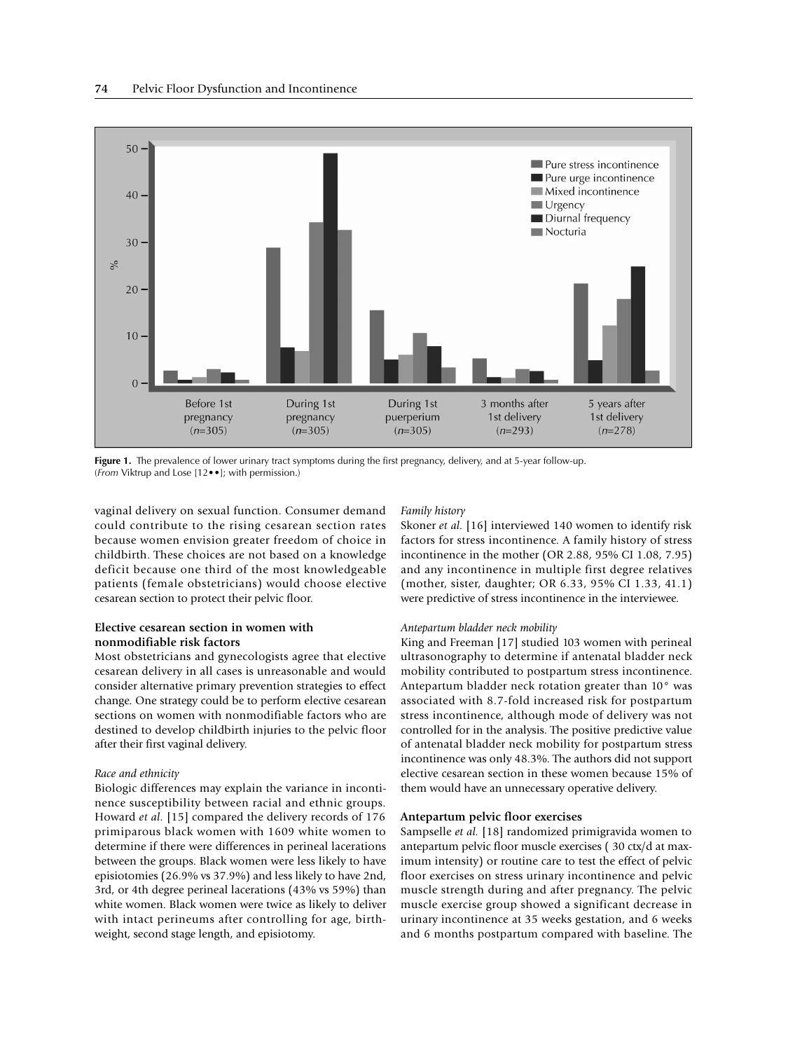Figure 1. The prevalence of lower urinary tract symptoms during the first pregnancy, delivery, and at 5-year follow-up. (*From* Viktrup and Lose [12••]; with permission.)

vaginal delivery on sexual function. Consumer demand could contribute to the rising cesarean section rates because women envision greater freedom of choice in childbirth. These choices are not based on a knowledge deficit because one third of the most knowledgeable patients (female obstetricians) would choose elective cesarean section to protect their pelvic floor.

### Elective cesarean section in women with nonmodifiable risk factors

Most obstetricians and gynecologists agree that elective cesarean delivery in all cases is unreasonable and would consider alternative primary prevention strategies to effect change. One strategy could be to perform elective cesarean sections on women with nonmodifiable factors who are destined to develop childbirth injuries to the pelvic floor after their first vaginal delivery.

#### *Race and ethnicity*

Biologic differences may explain the variance in incontinence susceptibility between racial and ethnic groups. Howard *et al.* [15] compared the delivery records of 176 primiparous black women with 1609 white women to determine if there were differences in perineal lacerations between the groups. Black women were less likely to have episiotomies (26.9% vs 37.9%) and less likely to have 2nd, 3rd, or 4th degree perineal lacerations (43% vs 59%) than white women. Black women were twice as likely to deliver with intact perineums after controlling for age, birthweight, second stage length, and episiotomy.

#### *Family history*

Skoner *et al.* [16] interviewed 140 women to identify risk factors for stress incontinence. A family history of stress incontinence in the mother (OR 2.88, 95% CI 1.08, 7.95) and any incontinence in multiple first degree relatives (mother, sister, daughter; OR 6.33, 95% CI 1.33, 41.1) were predictive of stress incontinence in the interviewee.

#### *Antepartum bladder neck mobility*

King and Freeman [17] studied 103 women with perineal ultrasonography to determine if antenatal bladder neck mobility contributed to postpartum stress incontinence. Antepartum bladder neck rotation greater than 10° was associated with 8.7-fold increased risk for postpartum stress incontinence, although mode of delivery was not controlled for in the analysis. The positive predictive value of antenatal bladder neck mobility for postpartum stress incontinence was only 48.3%. The authors did not support elective cesarean section in these women because 15% of them would have an unnecessary operative delivery.

### Antepartum pelvic floor exercises

Sampselle *et al.* [18] randomized primigravida women to antepartum pelvic floor muscle exercises ( 30 ctx/d at maximum intensity) or routine care to test the effect of pelvic floor exercises on stress urinary incontinence and pelvic muscle strength during and after pregnancy. The pelvic muscle exercise group showed a significant decrease in urinary incontinence at 35 weeks gestation, and 6 weeks and 6 months postpartum compared with baseline. The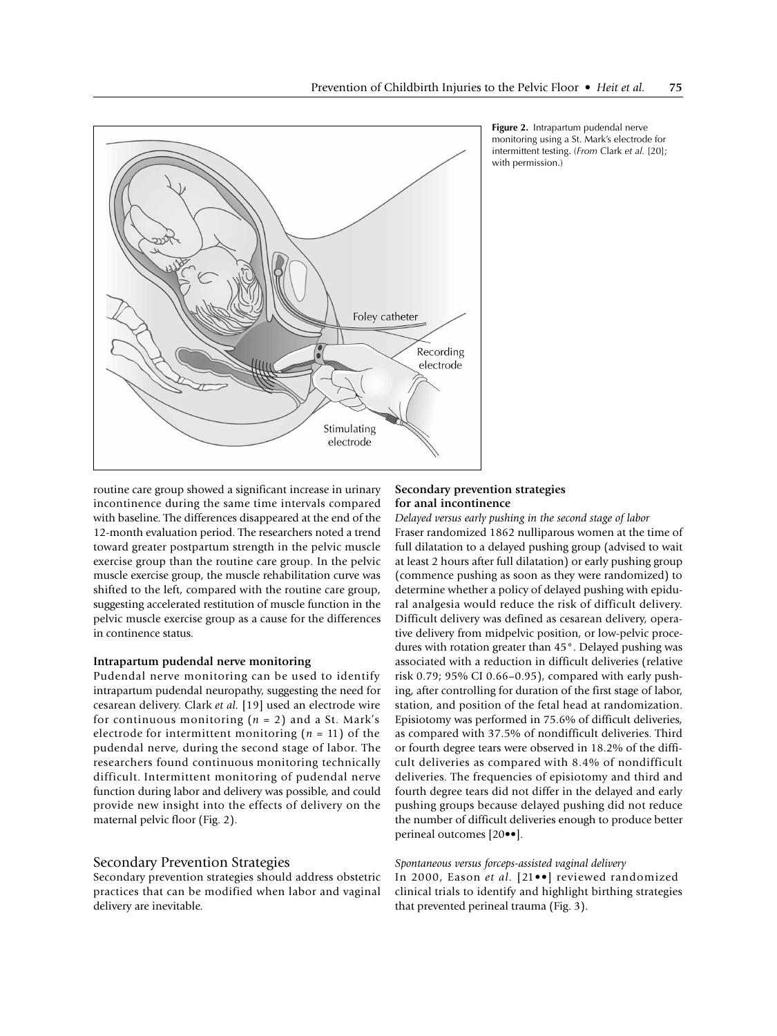Figure 2. Intrapartum pudendal nerve monitoring using a St. Mark's electrode for intermittent testing. (*From* Clark *et al.* [20]; with permission.)

routine care group showed a significant increase in urinary incontinence during the same time intervals compared with baseline. The differences disappeared at the end of the 12-month evaluation period. The researchers noted a trend toward greater postpartum strength in the pelvic muscle exercise group than the routine care group. In the pelvic muscle exercise group, the muscle rehabilitation curve was shifted to the left, compared with the routine care group, suggesting accelerated restitution of muscle function in the pelvic muscle exercise group as a cause for the differences in continence status.

### Intrapartum pudendal nerve monitoring

Pudendal nerve monitoring can be used to identify intrapartum pudendal neuropathy, suggesting the need for cesarean delivery. Clark *et al.* [19] used an electrode wire for continuous monitoring ($n$ = 2) and a St. Mark's electrode for intermittent monitoring ($n$ = 11) of the pudendal nerve, during the second stage of labor. The researchers found continuous monitoring technically difficult. Intermittent monitoring of pudendal nerve function during labor and delivery was possible, and could provide new insight into the effects of delivery on the maternal pelvic floor (Fig. 2).

## Secondary Prevention Strategies

Secondary prevention strategies should address obstetric practices that can be modified when labor and vaginal delivery are inevitable.

### Secondary prevention strategies for anal incontinence

*Delayed versus early pushing in the second stage of labor*

Fraser randomized 1862 nulliparous women at the time of full dilatation to a delayed pushing group (advised to wait at least 2 hours after full dilatation) or early pushing group (commence pushing as soon as they were randomized) to determine whether a policy of delayed pushing with epidural analgesia would reduce the risk of difficult delivery. Difficult delivery was defined as cesarean delivery, operative delivery from midpelvic position, or low-pelvic procedures with rotation greater than 45°. Delayed pushing was associated with a reduction in difficult deliveries (relative risk 0.79; 95% CI 0.66–0.95), compared with early pushing, after controlling for duration of the first stage of labor, station, and position of the fetal head at randomization. Episiotomy was performed in 75.6% of difficult deliveries, as compared with 37.5% of nondifficult deliveries. Third or fourth degree tears were observed in 18.2% of the difficult deliveries as compared with 8.4% of nondifficult deliveries. The frequencies of episiotomy and third and fourth degree tears did not differ in the delayed and early pushing groups because delayed pushing did not reduce the number of difficult deliveries enough to produce better perineal outcomes [20••].

*Spontaneous versus forceps-assisted vaginal delivery*

In 2000, Eason *et al.* [21••] reviewed randomized clinical trials to identify and highlight birthing strategies that prevented perineal trauma (Fig. 3).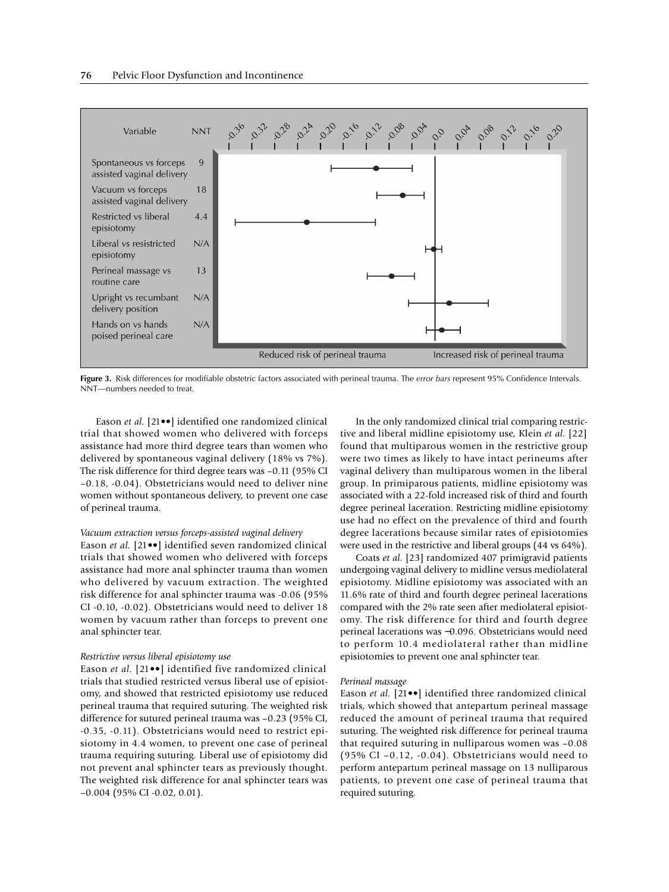| Variable | NNT |
|---|---|
| Spontaneous vs forceps assisted vaginal delivery | 9 |
| Vacuum vs forceps assisted vaginal delivery | 18 |
| Restricted vs liberal episiotomy | 4.4 |
| Liberal vs resistricted episiotomy | N/A |
| Perineal massage vs routine care | 13 |
| Upright vs recumbant delivery position | N/A |
| Hands on vs hands poised perineal care | N/A |

Reduced risk of perineal trauma — Increased risk of perineal trauma

**Figure 3.** Risk differences for modifiable obstetric factors associated with perineal trauma. The *error bars* represent 95% Confidence Intervals. NNT—numbers needed to treat.

Eason *et al.* [21••] identified one randomized clinical trial that showed women who delivered with forceps assistance had more third degree tears than women who delivered by spontaneous vaginal delivery (18% vs 7%). The risk difference for third degree tears was –0.11 (95% CI –0.18, -0.04). Obstetricians would need to deliver nine women without spontaneous delivery, to prevent one case of perineal trauma.

*Vacuum extraction versus forceps-assisted vaginal delivery*

Eason *et al.* [21••] identified seven randomized clinical trials that showed women who delivered with forceps assistance had more anal sphincter trauma than women who delivered by vacuum extraction. The weighted risk difference for anal sphincter trauma was -0.06 (95% CI -0.10, -0.02). Obstetricians would need to deliver 18 women by vacuum rather than forceps to prevent one anal sphincter tear.

*Restrictive versus liberal episiotomy use*

Eason *et al.* [21••] identified five randomized clinical trials that studied restricted versus liberal use of episiotomy, and showed that restricted episiotomy use reduced perineal trauma that required suturing. The weighted risk difference for sutured perineal trauma was –0.23 (95% CI, -0.35, -0.11). Obstetricians would need to restrict episiotomy in 4.4 women, to prevent one case of perineal trauma requiring suturing. Liberal use of episiotomy did not prevent anal sphincter tears as previously thought. The weighted risk difference for anal sphincter tears was –0.004 (95% CI -0.02, 0.01).

In the only randomized clinical trial comparing restrictive and liberal midline episiotomy use, Klein *et al.* [22] found that multiparous women in the restrictive group were two times as likely to have intact perineums after vaginal delivery than multiparous women in the liberal group. In primiparous patients, midline episiotomy was associated with a 22-fold increased risk of third and fourth degree perineal laceration. Restricting midline episiotomy use had no effect on the prevalence of third and fourth degree lacerations because similar rates of episiotomies were used in the restrictive and liberal groups (44 vs 64%).

Coats *et al.* [23] randomized 407 primigravid patients undergoing vaginal delivery to midline versus mediolateral episiotomy. Midline episiotomy was associated with an 11.6% rate of third and fourth degree perineal lacerations compared with the 2% rate seen after mediolateral episiotomy. The risk difference for third and fourth degree perineal lacerations was −0.096. Obstetricians would need to perform 10.4 mediolateral rather than midline episiotomies to prevent one anal sphincter tear.

*Perineal massage*

Eason *et al.* [21••] identified three randomized clinical trials, which showed that antepartum perineal massage reduced the amount of perineal trauma that required suturing. The weighted risk difference for perineal trauma that required suturing in nulliparous women was –0.08 (95% CI –0.12, -0.04). Obstetricians would need to perform antepartum perineal massage on 13 nulliparous patients, to prevent one case of perineal trauma that required suturing.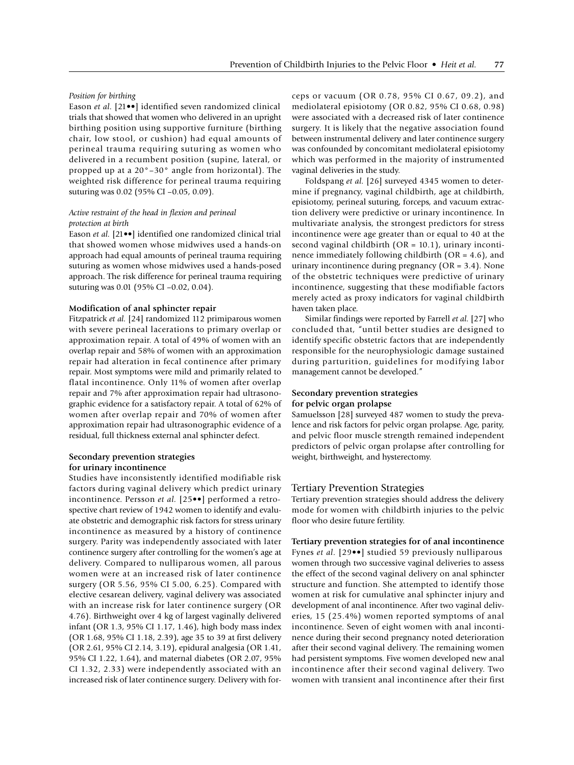*Position for birthing*

Eason *et al.* [21••] identified seven randomized clinical trials that showed that women who delivered in an upright birthing position using supportive furniture (birthing chair, low stool, or cushion) had equal amounts of perineal trauma requiring suturing as women who delivered in a recumbent position (supine, lateral, or propped up at a 20°–30° angle from horizontal). The weighted risk difference for perineal trauma requiring suturing was 0.02 (95% CI –0.05, 0.09).

*Active restraint of the head in flexion and perineal protection at birth*

Eason *et al.* [21••] identified one randomized clinical trial that showed women whose midwives used a hands-on approach had equal amounts of perineal trauma requiring suturing as women whose midwives used a hands-posed approach. The risk difference for perineal trauma requiring suturing was 0.01 (95% CI –0.02, 0.04).

**Modification of anal sphincter repair**

Fitzpatrick *et al.* [24] randomized 112 primiparous women with severe perineal lacerations to primary overlap or approximation repair. A total of 49% of women with an overlap repair and 58% of women with an approximation repair had alteration in fecal continence after primary repair. Most symptoms were mild and primarily related to flatal incontinence. Only 11% of women after overlap repair and 7% after approximation repair had ultrasonographic evidence for a satisfactory repair. A total of 62% of women after overlap repair and 70% of women after approximation repair had ultrasonographic evidence of a residual, full thickness external anal sphincter defect.

**Secondary prevention strategies for urinary incontinence**

Studies have inconsistently identified modifiable risk factors during vaginal delivery which predict urinary incontinence. Persson *et al.* [25••] performed a retrospective chart review of 1942 women to identify and evaluate obstetric and demographic risk factors for stress urinary incontinence as measured by a history of continence surgery. Parity was independently associated with later continence surgery after controlling for the women's age at delivery. Compared to nulliparous women, all parous women were at an increased risk of later continence surgery (OR 5.56, 95% CI 5.00, 6.25). Compared with elective cesarean delivery, vaginal delivery was associated with an increase risk for later continence surgery (OR 4.76). Birthweight over 4 kg of largest vaginally delivered infant (OR 1.3, 95% CI 1.17, 1.46), high body mass index (OR 1.68, 95% CI 1.18, 2.39), age 35 to 39 at first delivery (OR 2.61, 95% CI 2.14, 3.19), epidural analgesia (OR 1.41, 95% CI 1.22, 1.64), and maternal diabetes (OR 2.07, 95% CI 1.32, 2.33) were independently associated with an increased risk of later continence surgery. Delivery with forceps or vacuum (OR 0.78, 95% CI 0.67, 09.2), and mediolateral episiotomy (OR 0.82, 95% CI 0.68, 0.98) were associated with a decreased risk of later continence surgery. It is likely that the negative association found between instrumental delivery and later continence surgery was confounded by concomitant mediolateral episiotomy which was performed in the majority of instrumented vaginal deliveries in the study.

Foldspang *et al.* [26] surveyed 4345 women to determine if pregnancy, vaginal childbirth, age at childbirth, episiotomy, perineal suturing, forceps, and vacuum extraction delivery were predictive or urinary incontinence. In multivariate analysis, the strongest predictors for stress incontinence were age greater than or equal to 40 at the second vaginal childbirth (OR = 10.1), urinary incontinence immediately following childbirth (OR = 4.6), and urinary incontinence during pregnancy (OR = 3.4). None of the obstetric techniques were predictive of urinary incontinence, suggesting that these modifiable factors merely acted as proxy indicators for vaginal childbirth haven taken place.

Similar findings were reported by Farrell *et al.* [27] who concluded that, "until better studies are designed to identify specific obstetric factors that are independently responsible for the neurophysiologic damage sustained during parturition, guidelines for modifying labor management cannot be developed."

**Secondary prevention strategies for pelvic organ prolapse**

Samuelsson [28] surveyed 487 women to study the prevalence and risk factors for pelvic organ prolapse. Age, parity, and pelvic floor muscle strength remained independent predictors of pelvic organ prolapse after controlling for weight, birthweight, and hysterectomy.

## Tertiary Prevention Strategies

Tertiary prevention strategies should address the delivery mode for women with childbirth injuries to the pelvic floor who desire future fertility.

**Tertiary prevention strategies for of anal incontinence**

Fynes *et al.* [29••] studied 59 previously nulliparous women through two successive vaginal deliveries to assess the effect of the second vaginal delivery on anal sphincter structure and function. She attempted to identify those women at risk for cumulative anal sphincter injury and development of anal incontinence. After two vaginal deliveries, 15 (25.4%) women reported symptoms of anal incontinence. Seven of eight women with anal incontinence during their second pregnancy noted deterioration after their second vaginal delivery. The remaining women had persistent symptoms. Five women developed new anal incontinence after their second vaginal delivery. Two women with transient anal incontinence after their first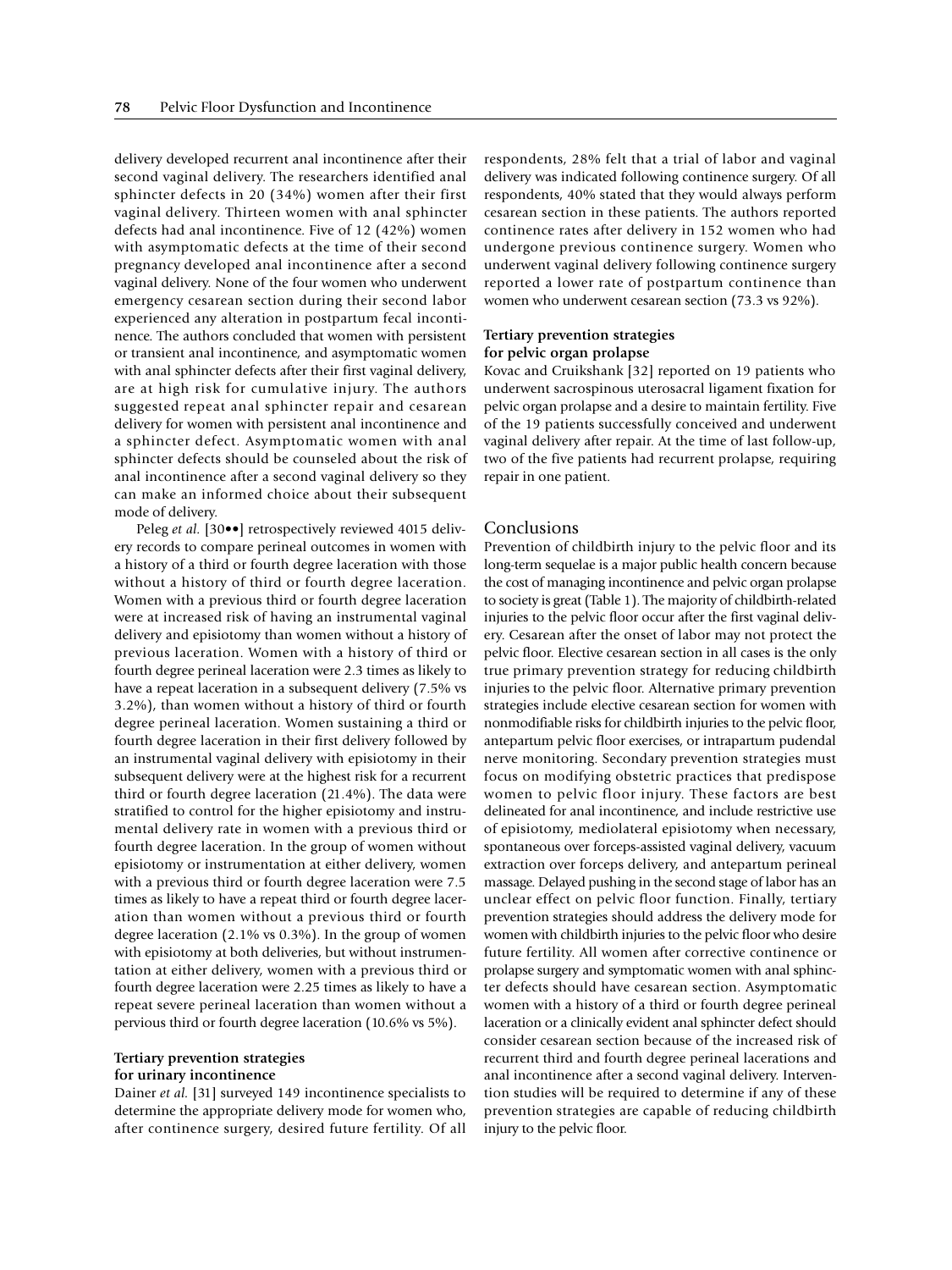delivery developed recurrent anal incontinence after their second vaginal delivery. The researchers identified anal sphincter defects in 20 (34%) women after their first vaginal delivery. Thirteen women with anal sphincter defects had anal incontinence. Five of 12 (42%) women with asymptomatic defects at the time of their second pregnancy developed anal incontinence after a second vaginal delivery. None of the four women who underwent emergency cesarean section during their second labor experienced any alteration in postpartum fecal incontinence. The authors concluded that women with persistent or transient anal incontinence, and asymptomatic women with anal sphincter defects after their first vaginal delivery, are at high risk for cumulative injury. The authors suggested repeat anal sphincter repair and cesarean delivery for women with persistent anal incontinence and a sphincter defect. Asymptomatic women with anal sphincter defects should be counseled about the risk of anal incontinence after a second vaginal delivery so they can make an informed choice about their subsequent mode of delivery.

Peleg *et al.* [30••] retrospectively reviewed 4015 delivery records to compare perineal outcomes in women with a history of a third or fourth degree laceration with those without a history of third or fourth degree laceration. Women with a previous third or fourth degree laceration were at increased risk of having an instrumental vaginal delivery and episiotomy than women without a history of previous laceration. Women with a history of third or fourth degree perineal laceration were 2.3 times as likely to have a repeat laceration in a subsequent delivery (7.5% vs 3.2%), than women without a history of third or fourth degree perineal laceration. Women sustaining a third or fourth degree laceration in their first delivery followed by an instrumental vaginal delivery with episiotomy in their subsequent delivery were at the highest risk for a recurrent third or fourth degree laceration (21.4%). The data were stratified to control for the higher episiotomy and instrumental delivery rate in women with a previous third or fourth degree laceration. In the group of women without episiotomy or instrumentation at either delivery, women with a previous third or fourth degree laceration were 7.5 times as likely to have a repeat third or fourth degree laceration than women without a previous third or fourth degree laceration (2.1% vs 0.3%). In the group of women with episiotomy at both deliveries, but without instrumentation at either delivery, women with a previous third or fourth degree laceration were 2.25 times as likely to have a repeat severe perineal laceration than women without a pervious third or fourth degree laceration (10.6% vs 5%).

### Tertiary prevention strategies for urinary incontinence

Dainer *et al.* [31] surveyed 149 incontinence specialists to determine the appropriate delivery mode for women who, after continence surgery, desired future fertility. Of all respondents, 28% felt that a trial of labor and vaginal delivery was indicated following continence surgery. Of all respondents, 40% stated that they would always perform cesarean section in these patients. The authors reported continence rates after delivery in 152 women who had undergone previous continence surgery. Women who underwent vaginal delivery following continence surgery reported a lower rate of postpartum continence than women who underwent cesarean section (73.3 vs 92%).

### Tertiary prevention strategies for pelvic organ prolapse

Kovac and Cruikshank [32] reported on 19 patients who underwent sacrospinous uterosacral ligament fixation for pelvic organ prolapse and a desire to maintain fertility. Five of the 19 patients successfully conceived and underwent vaginal delivery after repair. At the time of last follow-up, two of the five patients had recurrent prolapse, requiring repair in one patient.

## Conclusions

Prevention of childbirth injury to the pelvic floor and its long-term sequelae is a major public health concern because the cost of managing incontinence and pelvic organ prolapse to society is great (Table 1). The majority of childbirth-related injuries to the pelvic floor occur after the first vaginal delivery. Cesarean after the onset of labor may not protect the pelvic floor. Elective cesarean section in all cases is the only true primary prevention strategy for reducing childbirth injuries to the pelvic floor. Alternative primary prevention strategies include elective cesarean section for women with nonmodifiable risks for childbirth injuries to the pelvic floor, antepartum pelvic floor exercises, or intrapartum pudendal nerve monitoring. Secondary prevention strategies must focus on modifying obstetric practices that predispose women to pelvic floor injury. These factors are best delineated for anal incontinence, and include restrictive use of episiotomy, mediolateral episiotomy when necessary, spontaneous over forceps-assisted vaginal delivery, vacuum extraction over forceps delivery, and antepartum perineal massage. Delayed pushing in the second stage of labor has an unclear effect on pelvic floor function. Finally, tertiary prevention strategies should address the delivery mode for women with childbirth injuries to the pelvic floor who desire future fertility. All women after corrective continence or prolapse surgery and symptomatic women with anal sphincter defects should have cesarean section. Asymptomatic women with a history of a third or fourth degree perineal laceration or a clinically evident anal sphincter defect should consider cesarean section because of the increased risk of recurrent third and fourth degree perineal lacerations and anal incontinence after a second vaginal delivery. Intervention studies will be required to determine if any of these prevention strategies are capable of reducing childbirth injury to the pelvic floor.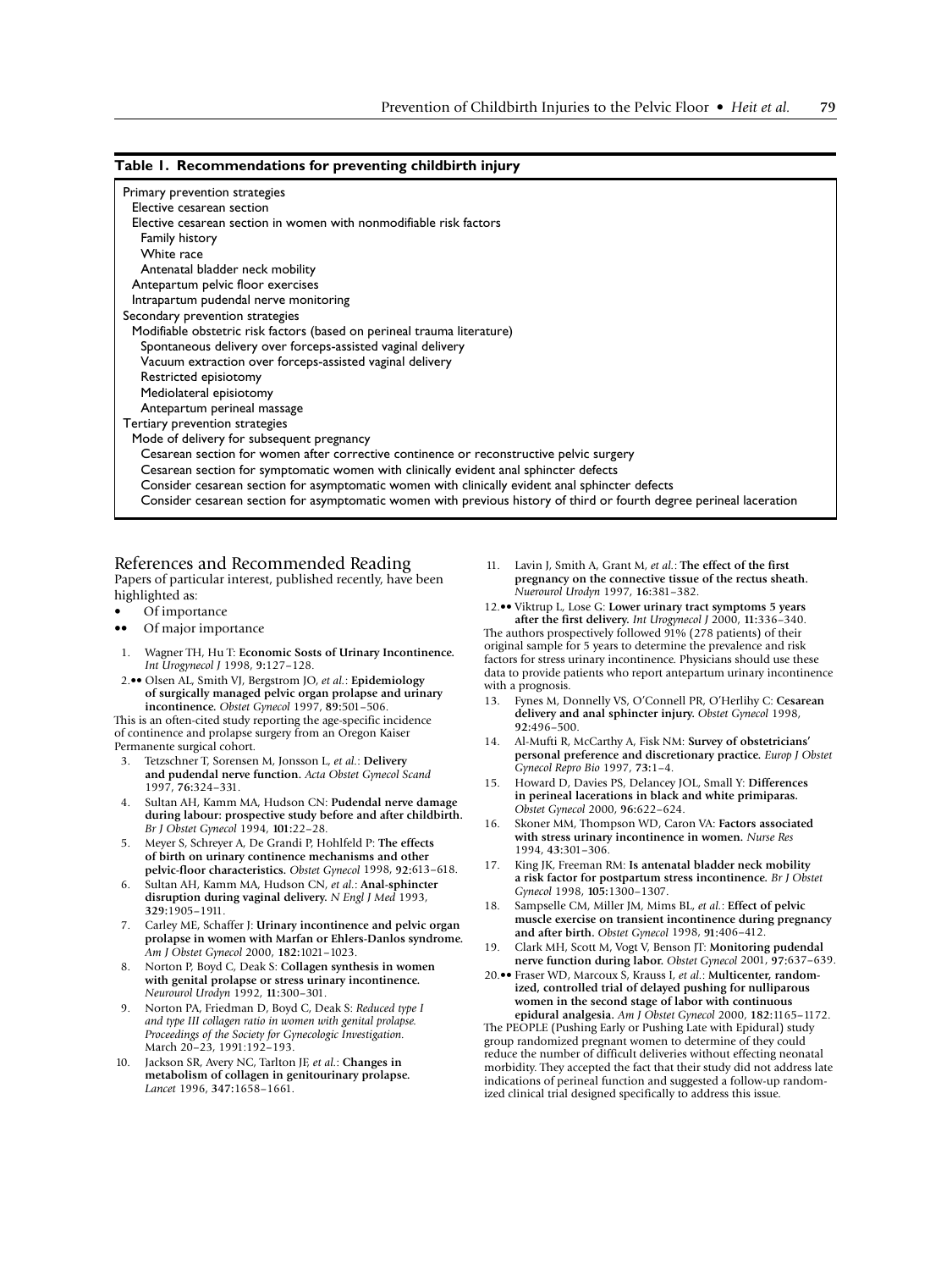**Table 1. Recommendations for preventing childbirth injury**

| |
|---|
| Primary prevention strategies |
| Elective cesarean section |
| Elective cesarean section in women with nonmodifiable risk factors |
| Family history |
| White race |
| Antenatal bladder neck mobility |
| Antepartum pelvic floor exercises |
| Intrapartum pudendal nerve monitoring |
| Secondary prevention strategies |
| Modifiable obstetric risk factors (based on perineal trauma literature) |
| Spontaneous delivery over forceps-assisted vaginal delivery |
| Vacuum extraction over forceps-assisted vaginal delivery |
| Restricted episiotomy |
| Mediolateral episiotomy |
| Antepartum perineal massage |
| Tertiary prevention strategies |
| Mode of delivery for subsequent pregnancy |
| Cesarean section for women after corrective continence or reconstructive pelvic surgery |
| Cesarean section for symptomatic women with clinically evident anal sphincter defects |
| Consider cesarean section for asymptomatic women with clinically evident anal sphincter defects |
| Consider cesarean section for asymptomatic women with previous history of third or fourth degree perineal laceration |

## References and Recommended Reading

Papers of particular interest, published recently, have been highlighted as:

- • Of importance
- •• Of major importance

1. Wagner TH, Hu T: **Economic Sosts of Urinary Incontinence.** *Int Urogynecol J* 1998, **9:**127–128.
2. •• Olsen AL, Smith VJ, Bergstrom JO, *et al.*: **Epidemiology of surgically managed pelvic organ prolapse and urinary incontinence.** *Obstet Gynecol* 1997, **89:**501–506.
This is an often-cited study reporting the age-specific incidence of continence and prolapse surgery from an Oregon Kaiser Permanente surgical cohort.
3. Tetzschner T, Sorensen M, Jonsson L, *et al.*: **Delivery and pudendal nerve function.** *Acta Obstet Gynecol Scand* 1997, **76:**324–331.
4. Sultan AH, Kamm MA, Hudson CN: **Pudendal nerve damage during labour: prospective study before and after childbirth.** *Br J Obstet Gynecol* 1994, **101:**22–28.
5. Meyer S, Schreyer A, De Grandi P, Hohlfeld P: **The effects of birth on urinary continence mechanisms and other pelvic-floor characteristics.** *Obstet Gynecol* 1998, **92:**613–618.
6. Sultan AH, Kamm MA, Hudson CN, *et al.*: **Anal-sphincter disruption during vaginal delivery.** *N Engl J Med* 1993, **329:**1905–1911.
7. Carley ME, Schaffer J: **Urinary incontinence and pelvic organ prolapse in women with Marfan or Ehlers-Danlos syndrome.** *Am J Obstet Gynecol* 2000, **182:**1021–1023.
8. Norton P, Boyd C, Deak S: **Collagen synthesis in women with genital prolapse or stress urinary incontinence.** *Neurourol Urodyn* 1992, **11:**300–301.
9. Norton PA, Friedman D, Boyd C, Deak S: *Reduced type I and type III collagen ratio in women with genital prolapse. Proceedings of the Society for Gynecologic Investigation.* March 20–23, 1991:192–193.
10. Jackson SR, Avery NC, Tarlton JF, *et al.*: **Changes in metabolism of collagen in genitourinary prolapse.** *Lancet* 1996, **347:**1658–1661.
11. Lavin J, Smith A, Grant M, *et al.*: **The effect of the first pregnancy on the connective tissue of the rectus sheath.** *Nuerourol Urodyn* 1997, **16:**381–382.
12. •• Viktrup L, Lose G: **Lower urinary tract symptoms 5 years after the first delivery.** *Int Urogynecol J* 2000, **11:**336–340.
The authors prospectively followed 91% (278 patients) of their original sample for 5 years to determine the prevalence and risk factors for stress urinary incontinence. Physicians should use these data to provide patients who report antepartum urinary incontinence with a prognosis.
13. Fynes M, Donnelly VS, O'Connell PR, O'Herlihy C: **Cesarean delivery and anal sphincter injury.** *Obstet Gynecol* 1998, **92:**496–500.
14. Al-Mufti R, McCarthy A, Fisk NM: **Survey of obstetricians' personal preference and discretionary practice.** *Europ J Obstet Gynecol Repro Bio* 1997, **73:**1–4.
15. Howard D, Davies PS, Delancey JOL, Small Y: **Differences in perineal lacerations in black and white primiparas.** *Obstet Gynecol* 2000, **96:**622–624.
16. Skoner MM, Thompson WD, Caron VA: **Factors associated with stress urinary incontinence in women.** *Nurse Res* 1994, **43:**301–306.
17. King JK, Freeman RM: **Is antenatal bladder neck mobility a risk factor for postpartum stress incontinence.** *Br J Obstet Gynecol* 1998, **105:**1300–1307.
18. Sampselle CM, Miller JM, Mims BL, *et al.*: **Effect of pelvic muscle exercise on transient incontinence during pregnancy and after birth.** *Obstet Gynecol* 1998, **91:**406–412.
19. Clark MH, Scott M, Vogt V, Benson JT: **Monitoring pudendal nerve function during labor.** *Obstet Gynecol* 2001, **97:**637–639.
20. •• Fraser WD, Marcoux S, Krauss I, *et al.*: **Multicenter, randomized, controlled trial of delayed pushing for nulliparous women in the second stage of labor with continuous epidural analgesia.** *Am J Obstet Gynecol* 2000, **182:**1165–1172.
The PEOPLE (Pushing Early or Pushing Late with Epidural) study group randomized pregnant women to determine of they could reduce the number of difficult deliveries without effecting neonatal morbidity. They accepted the fact that their study did not address late indications of perineal function and suggested a follow-up randomized clinical trial designed specifically to address this issue.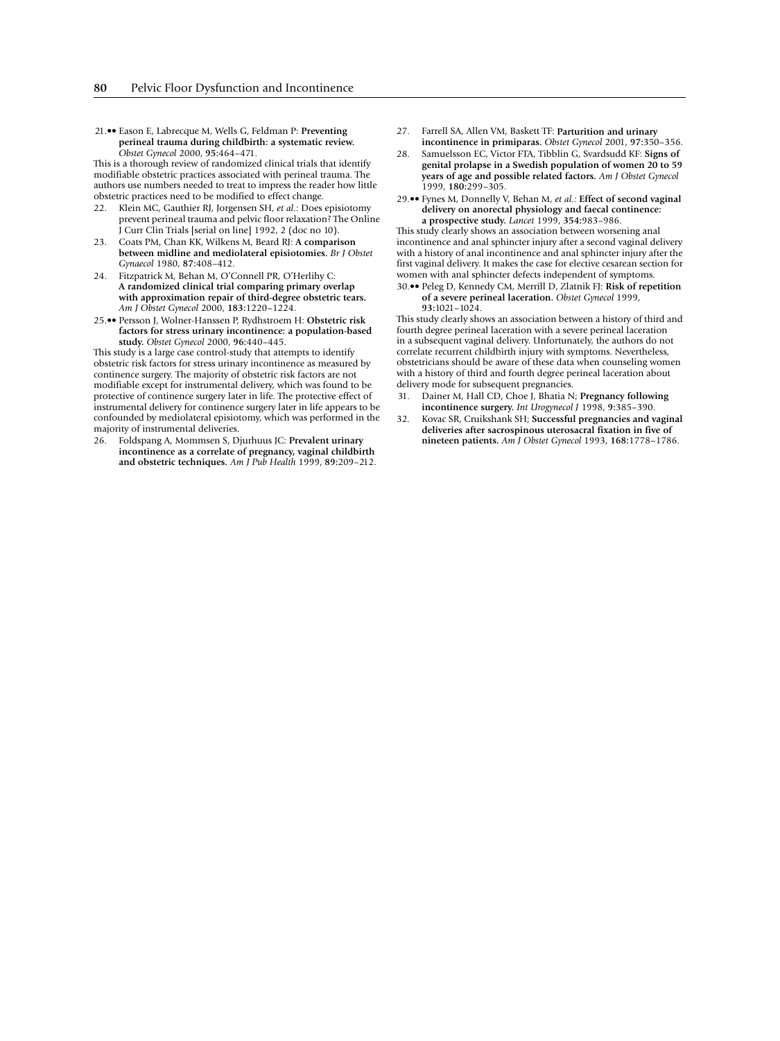21.•• Eason E, Labrecque M, Wells G, Feldman P: **Preventing perineal trauma during childbirth: a systematic review.** *Obstet Gynecol* 2000, **95:**464–471.

This is a thorough review of randomized clinical trials that identify modifiable obstetric practices associated with perineal trauma. The authors use numbers needed to treat to impress the reader how little obstetric practices need to be modified to effect change.

22. Klein MC, Gauthier RJ, Jorgensen SH, *et al.*: Does episiotomy prevent perineal trauma and pelvic floor relaxation? The Online J Curr Clin Trials [serial on line] 1992, 2 (doc no 10).

23. Coats PM, Chan KK, Wilkens M, Beard RJ: **A comparison between midline and mediolateral episiotomies.** *Br J Obstet Gynaecol* 1980, **87:**408–412.

24. Fitzpatrick M, Behan M, O'Connell PR, O'Herlihy C: **A randomized clinical trial comparing primary overlap with approximation repair of third-degree obstetric tears.** *Am J Obstet Gynecol* 2000, **183:**1220–1224.

25.•• Persson J, Wolner-Hanssen P, Rydhstroem H: **Obstetric risk factors for stress urinary incontinence: a population-based study.** *Obstet Gynecol* 2000, **96:**440–445.

This study is a large case control-study that attempts to identify obstetric risk factors for stress urinary incontinence as measured by continence surgery. The majority of obstetric risk factors are not modifiable except for instrumental delivery, which was found to be protective of continence surgery later in life. The protective effect of instrumental delivery for continence surgery later in life appears to be confounded by mediolateral episiotomy, which was performed in the majority of instrumental deliveries.

26. Foldspang A, Mommsen S, Djurhuus JC: **Prevalent urinary incontinence as a correlate of pregnancy, vaginal childbirth and obstetric techniques.** *Am J Pub Health* 1999, **89:**209–212.

27. Farrell SA, Allen VM, Baskett TF: **Parturition and urinary incontinence in primiparas.** *Obstet Gynecol* 2001, **97:**350–356.

28. Samuelsson EC, Victor FTA, Tibblin G, Svardsudd KF: **Signs of genital prolapse in a Swedish population of women 20 to 59 years of age and possible related factors.** *Am J Obstet Gynecol* 1999, **180:**299–305.

29.•• Fynes M, Donnelly V, Behan M, *et al.*: **Effect of second vaginal delivery on anorectal physiology and faecal continence: a prospective study.** *Lancet* 1999, **354:**983–986.

This study clearly shows an association between worsening anal incontinence and anal sphincter injury after a second vaginal delivery with a history of anal incontinence and anal sphincter injury after the first vaginal delivery. It makes the case for elective cesarean section for women with anal sphincter defects independent of symptoms.

30.•• Peleg D, Kennedy CM, Merrill D, Zlatnik FJ: **Risk of repetition of a severe perineal laceration.** *Obstet Gynecol* 1999, **93:**1021–1024.

This study clearly shows an association between a history of third and fourth degree perineal laceration with a severe perineal laceration in a subsequent vaginal delivery. Unfortunately, the authors do not correlate recurrent childbirth injury with symptoms. Nevertheless, obstetricians should be aware of these data when counseling women with a history of third and fourth degree perineal laceration about delivery mode for subsequent pregnancies.

31. Dainer M, Hall CD, Choe J, Bhatia N; **Pregnancy following incontinence surgery.** *Int Urogynecol J* 1998, **9:**385–390.

32. Kovac SR, Cruikshank SH; **Successful pregnancies and vaginal deliveries after sacrospinous uterosacral fixation in five of nineteen patients.** *Am J Obstet Gynecol* 1993, **168:**1778–1786.